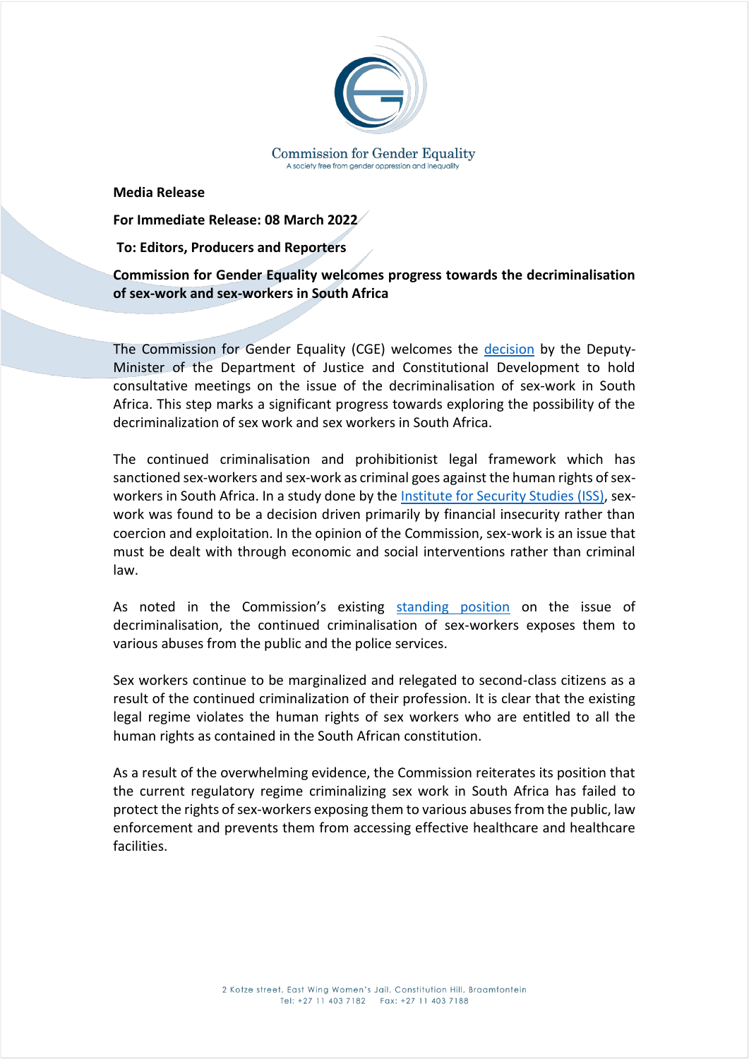Commission for Gender Equality
A society free from gender oppression and inequality

**Media Release**

**For Immediate Release: 08 March 2022**

**To: Editors, Producers and Reporters**

**Commission for Gender Equality welcomes progress towards the decriminalisation of sex-work and sex-workers in South Africa**

The Commission for Gender Equality (CGE) welcomes the decision by the Deputy-Minister of the Department of Justice and Constitutional Development to hold consultative meetings on the issue of the decriminalisation of sex-work in South Africa. This step marks a significant progress towards exploring the possibility of the decriminalization of sex work and sex workers in South Africa.

The continued criminalisation and prohibitionist legal framework which has sanctioned sex-workers and sex-work as criminal goes against the human rights of sex-workers in South Africa. In a study done by the Institute for Security Studies (ISS), sex-work was found to be a decision driven primarily by financial insecurity rather than coercion and exploitation. In the opinion of the Commission, sex-work is an issue that must be dealt with through economic and social interventions rather than criminal law.

As noted in the Commission's existing standing position on the issue of decriminalisation, the continued criminalisation of sex-workers exposes them to various abuses from the public and the police services.

Sex workers continue to be marginalized and relegated to second-class citizens as a result of the continued criminalization of their profession. It is clear that the existing legal regime violates the human rights of sex workers who are entitled to all the human rights as contained in the South African constitution.

As a result of the overwhelming evidence, the Commission reiterates its position that the current regulatory regime criminalizing sex work in South Africa has failed to protect the rights of sex-workers exposing them to various abuses from the public, law enforcement and prevents them from accessing effective healthcare and healthcare facilities.

2 Kotze street, East Wing Women's Jail, Constitution Hill, Braamfontein
Tel: +27 11 403 7182 Fax: +27 11 403 7188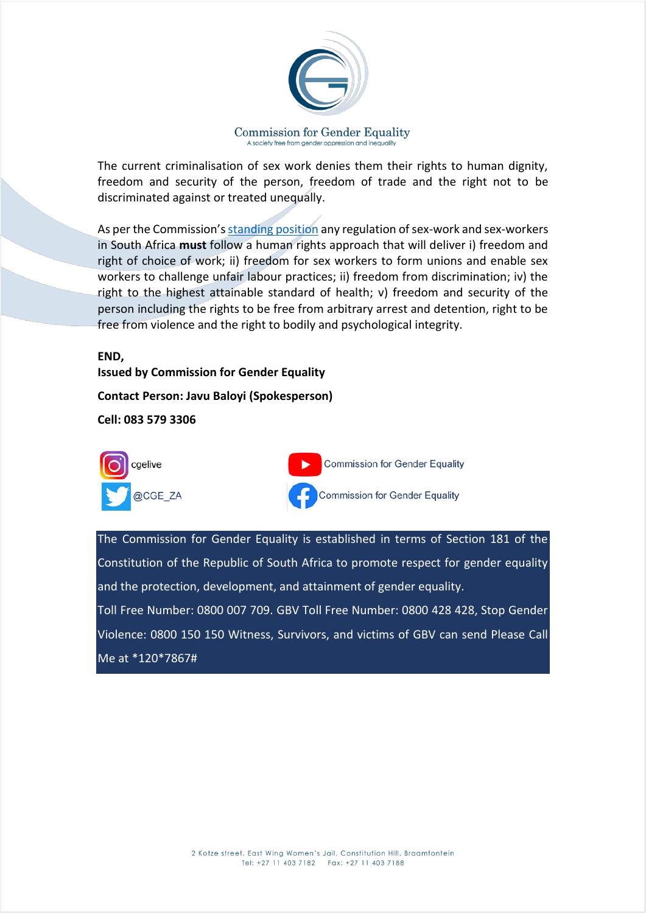Commission for Gender Equality

A society free from gender oppression and inequality

The current criminalisation of sex work denies them their rights to human dignity, freedom and security of the person, freedom of trade and the right not to be discriminated against or treated unequally.

As per the Commission's [standing position] any regulation of sex-work and sex-workers in South Africa **must** follow a human rights approach that will deliver i) freedom and right of choice of work; ii) freedom for sex workers to form unions and enable sex workers to challenge unfair labour practices; ii) freedom from discrimination; iv) the right to the highest attainable standard of health; v) freedom and security of the person including the rights to be free from arbitrary arrest and detention, right to be free from violence and the right to bodily and psychological integrity.

**END,**

**Issued by Commission for Gender Equality**

**Contact Person: Javu Baloyi (Spokesperson)**

**Cell: 083 579 3306**

cgelive

Commission for Gender Equality

@CGE_ZA

Commission for Gender Equality

The Commission for Gender Equality is established in terms of Section 181 of the Constitution of the Republic of South Africa to promote respect for gender equality and the protection, development, and attainment of gender equality.

Toll Free Number: 0800 007 709. GBV Toll Free Number: 0800 428 428, Stop Gender Violence: 0800 150 150 Witness, Survivors, and victims of GBV can send Please Call Me at *120*7867#

2 Kotze street, East Wing Women's Jail, Constitution Hill, Braamfontein
Tel: +27 11 403 7182 Fax: +27 11 403 7188